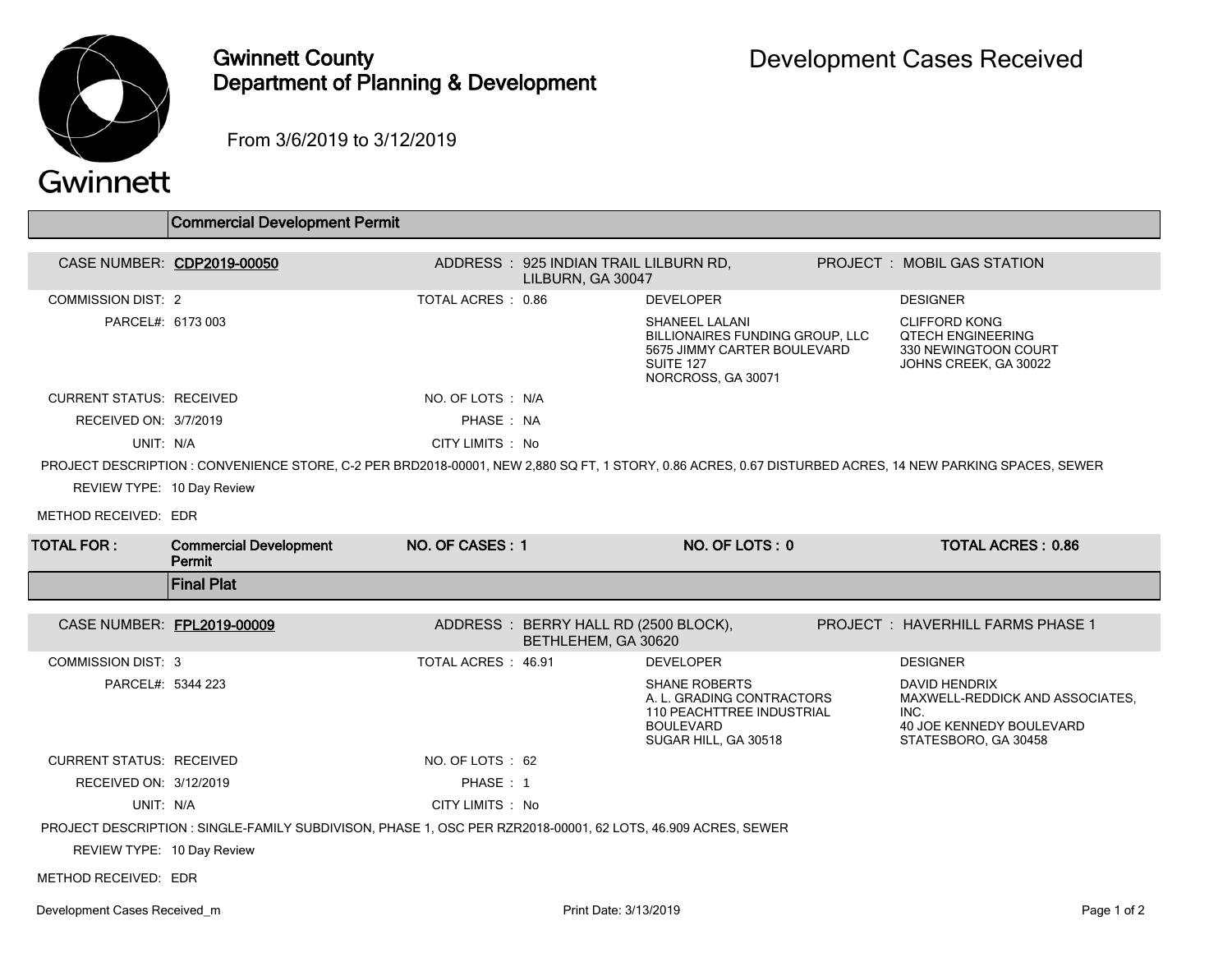# Gwinnett County Department of Planning & Development

## Development Cases Received

From 3/6/2019 to 3/12/2019

### Commercial Development Permit

| | | | |
|---|---|---|---|
| CASE NUMBER: **CDP2019-00050** | ADDRESS : 925 INDIAN TRAIL LILBURN RD, LILBURN, GA 30047 | | PROJECT : MOBIL GAS STATION |
| COMMISSION DIST: 2 | TOTAL ACRES : 0.86 | DEVELOPER | DESIGNER |
| PARCEL#: 6173 003 | | SHANEEL LALANI<br>BILLIONAIRES FUNDING GROUP, LLC<br>5675 JIMMY CARTER BOULEVARD<br>SUITE 127<br>NORCROSS, GA 30071 | CLIFFORD KONG<br>QTECH ENGINEERING<br>330 NEWINGTOON COURT<br>JOHNS CREEK, GA 30022 |
| CURRENT STATUS: RECEIVED | NO. OF LOTS : N/A | | |
| RECEIVED ON: 3/7/2019 | PHASE : NA | | |
| UNIT: N/A | CITY LIMITS : No | | |

PROJECT DESCRIPTION : CONVENIENCE STORE, C-2 PER BRD2018-00001, NEW 2,880 SQ FT, 1 STORY, 0.86 ACRES, 0.67 DISTURBED ACRES, 14 NEW PARKING SPACES, SEWER

REVIEW TYPE: 10 Day Review

METHOD RECEIVED: EDR

| TOTAL FOR : | Commercial Development Permit | NO. OF CASES : 1 | NO. OF LOTS : 0 | TOTAL ACRES : 0.86 |
|---|---|---|---|---|

### Final Plat

| | | | |
|---|---|---|---|
| CASE NUMBER: **FPL2019-00009** | ADDRESS : BERRY HALL RD (2500 BLOCK), BETHLEHEM, GA 30620 | | PROJECT : HAVERHILL FARMS PHASE 1 |
| COMMISSION DIST: 3 | TOTAL ACRES : 46.91 | DEVELOPER | DESIGNER |
| PARCEL#: 5344 223 | | SHANE ROBERTS<br>A. L. GRADING CONTRACTORS<br>110 PEACHTTREE INDUSTRIAL BOULEVARD<br>SUGAR HILL, GA 30518 | DAVID HENDRIX<br>MAXWELL-REDDICK AND ASSOCIATES, INC.<br>40 JOE KENNEDY BOULEVARD<br>STATESBORO, GA 30458 |
| CURRENT STATUS: RECEIVED | NO. OF LOTS : 62 | | |
| RECEIVED ON: 3/12/2019 | PHASE : 1 | | |
| UNIT: N/A | CITY LIMITS : No | | |

PROJECT DESCRIPTION : SINGLE-FAMILY SUBDIVISON, PHASE 1, OSC PER RZR2018-00001, 62 LOTS, 46.909 ACRES, SEWER

REVIEW TYPE: 10 Day Review

METHOD RECEIVED: EDR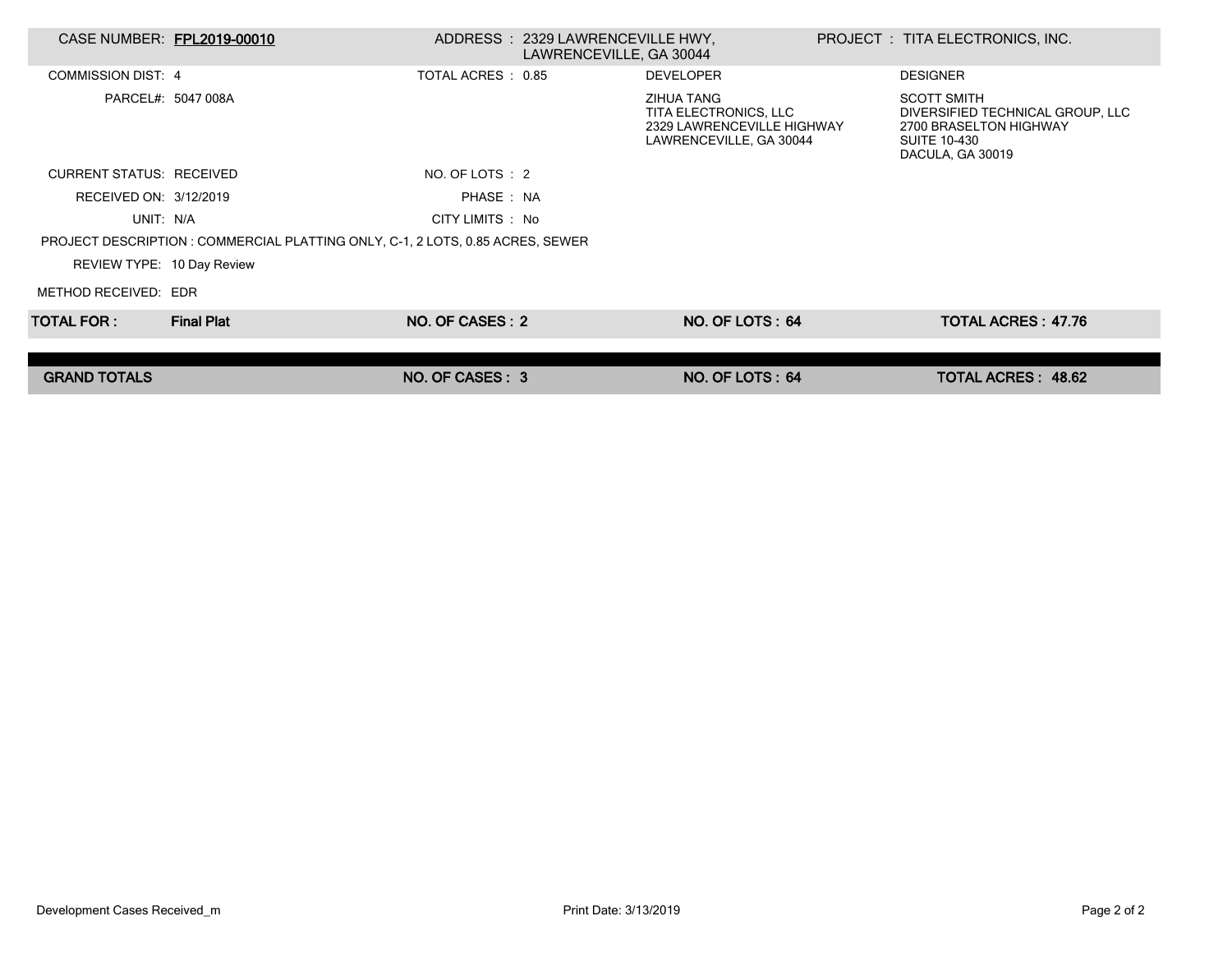| CASE NUMBER: | FPL2019-00010 | ADDRESS : | 2329 LAWRENCEVILLE HWY, LAWRENCEVILLE, GA 30044 | PROJECT : | TITA ELECTRONICS, INC. |
|---|---|---|---|---|---|
| COMMISSION DIST: | 4 | TOTAL ACRES : | 0.85 | DEVELOPER | DESIGNER |
| PARCEL#: | 5047 008A | | | ZIHUA TANG<br>TITA ELECTRONICS, LLC<br>2329 LAWRENCEVILLE HIGHWAY<br>LAWRENCEVILLE, GA 30044 | SCOTT SMITH<br>DIVERSIFIED TECHNICAL GROUP, LLC<br>2700 BRASELTON HIGHWAY<br>SUITE 10-430<br>DACULA, GA 30019 |
| CURRENT STATUS: | RECEIVED | NO. OF LOTS : | 2 | | |
| RECEIVED ON: | 3/12/2019 | PHASE : | NA | | |
| UNIT: | N/A | CITY LIMITS : | No | | |

PROJECT DESCRIPTION : COMMERCIAL PLATTING ONLY, C-1, 2 LOTS, 0.85 ACRES, SEWER

REVIEW TYPE: 10 Day Review

METHOD RECEIVED: EDR

| **TOTAL FOR :** | **Final Plat** | **NO. OF CASES : 2** | **NO. OF LOTS : 64** | **TOTAL ACRES : 47.76** |
|---|---|---|---|---|
| **GRAND TOTALS** | | **NO. OF CASES : 3** | **NO. OF LOTS : 64** | **TOTAL ACRES : 48.62** |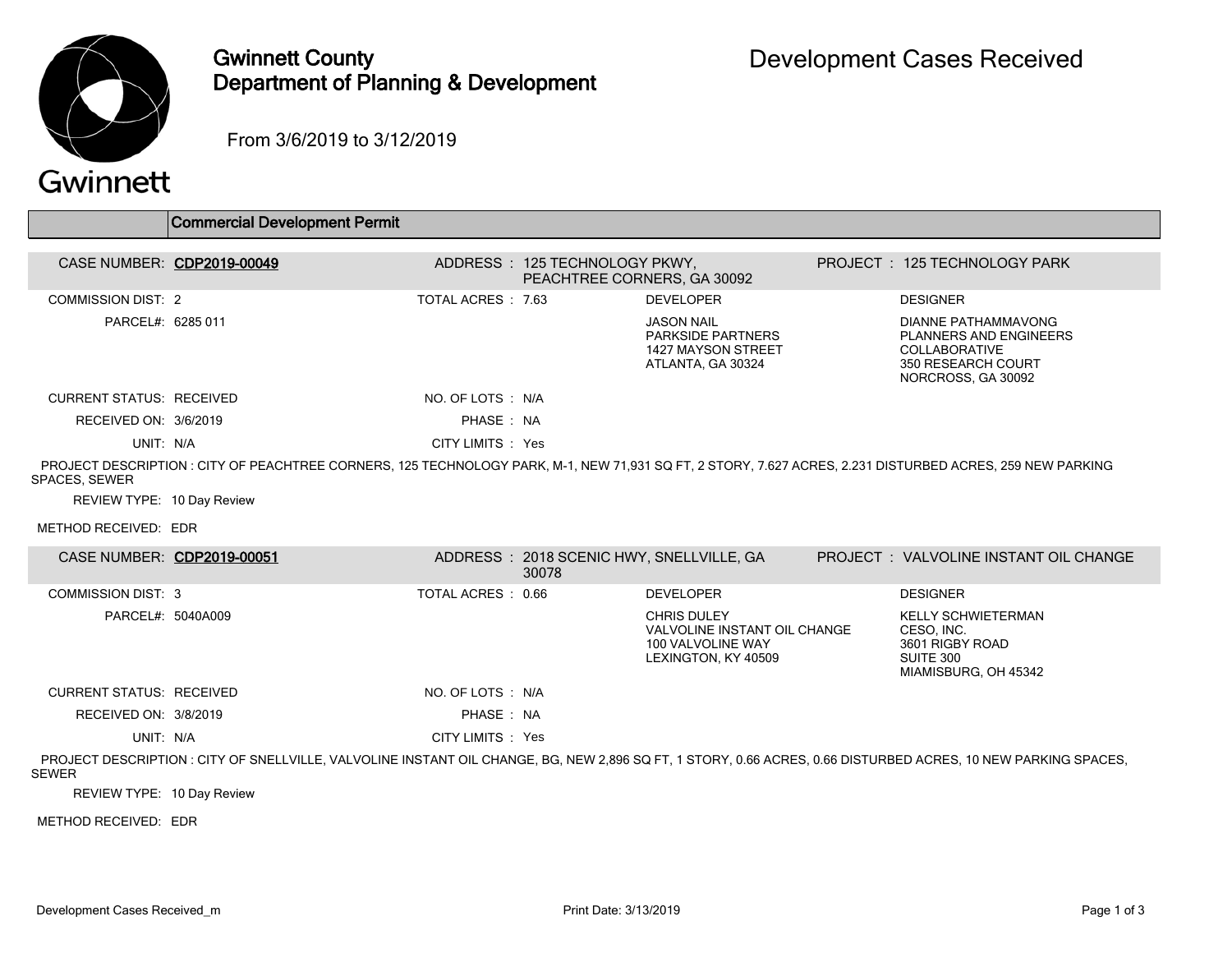# Gwinnett County Department of Planning & Development

## Development Cases Received

From 3/6/2019 to 3/12/2019

### Commercial Development Permit

| CASE NUMBER: | **CDP2019-00049** | ADDRESS : | 125 TECHNOLOGY PKWY, PEACHTREE CORNERS, GA 30092 | PROJECT : | 125 TECHNOLOGY PARK |
|---|---|---|---|---|---|
| COMMISSION DIST: | 2 | TOTAL ACRES : | 7.63 | DEVELOPER | DESIGNER |
| PARCEL#: | 6285 011 | | | JASON NAIL<br>PARKSIDE PARTNERS<br>1427 MAYSON STREET<br>ATLANTA, GA 30324 | DIANNE PATHAMMAVONG<br>PLANNERS AND ENGINEERS COLLABORATIVE<br>350 RESEARCH COURT<br>NORCROSS, GA 30092 |
| CURRENT STATUS: | RECEIVED | NO. OF LOTS : | N/A | | |
| RECEIVED ON: | 3/6/2019 | PHASE : | NA | | |
| UNIT: | N/A | CITY LIMITS : | Yes | | |

PROJECT DESCRIPTION : CITY OF PEACHTREE CORNERS, 125 TECHNOLOGY PARK, M-1, NEW 71,931 SQ FT, 2 STORY, 7.627 ACRES, 2.231 DISTURBED ACRES, 259 NEW PARKING SPACES, SEWER

REVIEW TYPE: 10 Day Review

METHOD RECEIVED: EDR

| CASE NUMBER: | **CDP2019-00051** | ADDRESS : | 2018 SCENIC HWY, SNELLVILLE, GA 30078 | PROJECT : | VALVOLINE INSTANT OIL CHANGE |
|---|---|---|---|---|---|
| COMMISSION DIST: | 3 | TOTAL ACRES : | 0.66 | DEVELOPER | DESIGNER |
| PARCEL#: | 5040A009 | | | CHRIS DULEY<br>VALVOLINE INSTANT OIL CHANGE<br>100 VALVOLINE WAY<br>LEXINGTON, KY 40509 | KELLY SCHWIETERMAN<br>CESO, INC.<br>3601 RIGBY ROAD<br>SUITE 300<br>MIAMISBURG, OH 45342 |
| CURRENT STATUS: | RECEIVED | NO. OF LOTS : | N/A | | |
| RECEIVED ON: | 3/8/2019 | PHASE : | NA | | |
| UNIT: | N/A | CITY LIMITS : | Yes | | |

PROJECT DESCRIPTION : CITY OF SNELLVILLE, VALVOLINE INSTANT OIL CHANGE, BG, NEW 2,896 SQ FT, 1 STORY, 0.66 ACRES, 0.66 DISTURBED ACRES, 10 NEW PARKING SPACES, SEWER

REVIEW TYPE: 10 Day Review

METHOD RECEIVED: EDR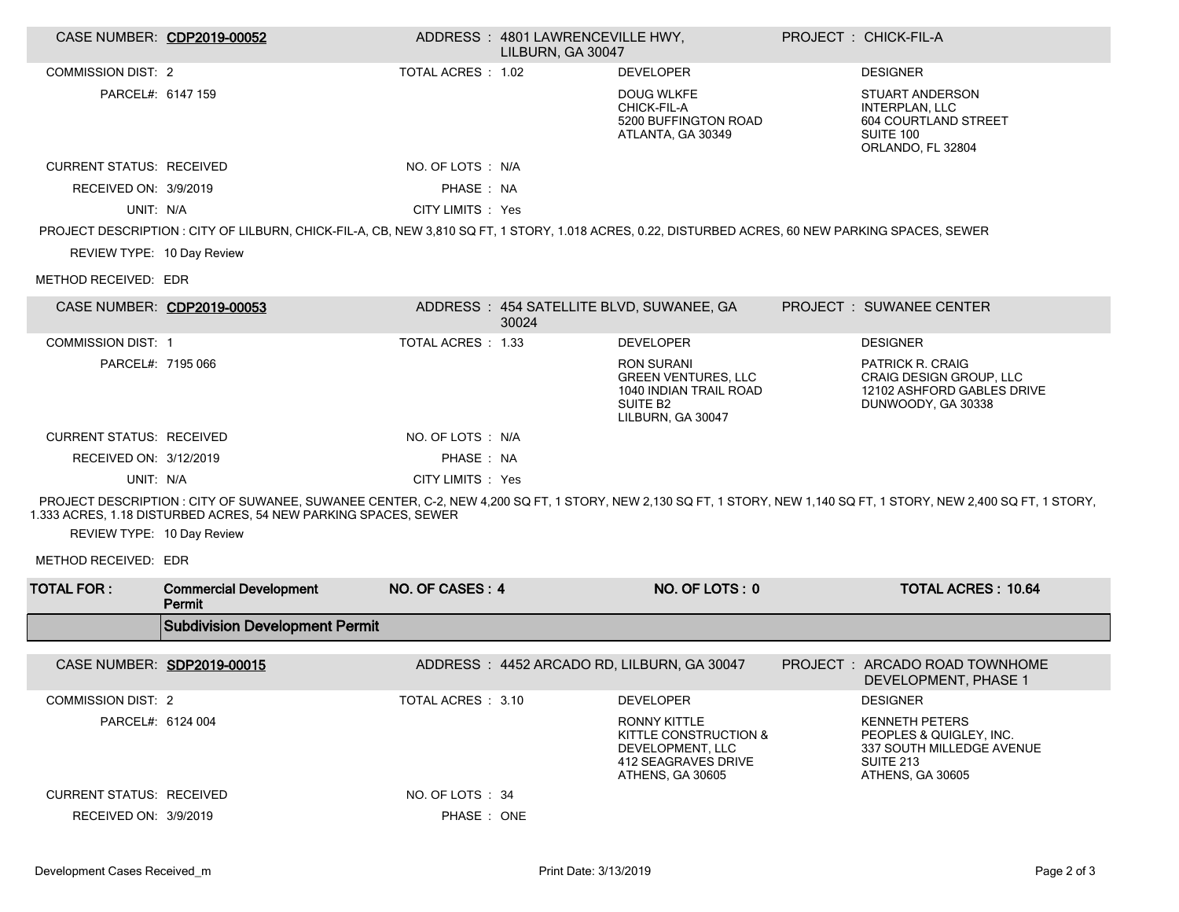| CASE NUMBER: | **CDP2019-00052** | ADDRESS : 4801 LAWRENCEVILLE HWY, LILBURN, GA 30047 | | PROJECT : CHICK-FIL-A |
|---|---|---|---|---|
| COMMISSION DIST: | 2 | TOTAL ACRES : 1.02 | DEVELOPER | DESIGNER |
| PARCEL#: | 6147 159 | | DOUG WLKFE<br>CHICK-FIL-A<br>5200 BUFFINGTON ROAD<br>ATLANTA, GA 30349 | STUART ANDERSON<br>INTERPLAN, LLC<br>604 COURTLAND STREET<br>SUITE 100<br>ORLANDO, FL 32804 |
| CURRENT STATUS: | RECEIVED | NO. OF LOTS : N/A | | |
| RECEIVED ON: | 3/9/2019 | PHASE : NA | | |
| UNIT: | N/A | CITY LIMITS : Yes | | |

PROJECT DESCRIPTION : CITY OF LILBURN, CHICK-FIL-A, CB, NEW 3,810 SQ FT, 1 STORY, 1.018 ACRES, 0.22, DISTURBED ACRES, 60 NEW PARKING SPACES, SEWER

REVIEW TYPE: 10 Day Review

METHOD RECEIVED: EDR

| CASE NUMBER: | **CDP2019-00053** | ADDRESS : 454 SATELLITE BLVD, SUWANEE, GA 30024 | | PROJECT : SUWANEE CENTER |
|---|---|---|---|---|
| COMMISSION DIST: | 1 | TOTAL ACRES : 1.33 | DEVELOPER | DESIGNER |
| PARCEL#: | 7195 066 | | RON SURANI<br>GREEN VENTURES, LLC<br>1040 INDIAN TRAIL ROAD<br>SUITE B2<br>LILBURN, GA 30047 | PATRICK R. CRAIG<br>CRAIG DESIGN GROUP, LLC<br>12102 ASHFORD GABLES DRIVE<br>DUNWOODY, GA 30338 |
| CURRENT STATUS: | RECEIVED | NO. OF LOTS : N/A | | |
| RECEIVED ON: | 3/12/2019 | PHASE : NA | | |
| UNIT: | N/A | CITY LIMITS : Yes | | |

PROJECT DESCRIPTION : CITY OF SUWANEE, SUWANEE CENTER, C-2, NEW 4,200 SQ FT, 1 STORY, NEW 2,130 SQ FT, 1 STORY, NEW 1,140 SQ FT, 1 STORY, NEW 2,400 SQ FT, 1 STORY, 1.333 ACRES, 1.18 DISTURBED ACRES, 54 NEW PARKING SPACES, SEWER

REVIEW TYPE: 10 Day Review

METHOD RECEIVED: EDR

| **TOTAL FOR :** | **Commercial Development Permit** | **NO. OF CASES : 4** | **NO. OF LOTS : 0** | **TOTAL ACRES : 10.64** |
|---|---|---|---|---|

## Subdivision Development Permit

| CASE NUMBER: | **SDP2019-00015** | ADDRESS : 4452 ARCADO RD, LILBURN, GA 30047 | | PROJECT : ARCADO ROAD TOWNHOME DEVELOPMENT, PHASE 1 |
|---|---|---|---|---|
| COMMISSION DIST: | 2 | TOTAL ACRES : 3.10 | DEVELOPER | DESIGNER |
| PARCEL#: | 6124 004 | | RONNY KITTLE<br>KITTLE CONSTRUCTION & DEVELOPMENT, LLC<br>412 SEAGRAVES DRIVE<br>ATHENS, GA 30605 | KENNETH PETERS<br>PEOPLES & QUIGLEY, INC.<br>337 SOUTH MILLEDGE AVENUE<br>SUITE 213<br>ATHENS, GA 30605 |
| CURRENT STATUS: | RECEIVED | NO. OF LOTS : 34 | | |
| RECEIVED ON: | 3/9/2019 | PHASE : ONE | | |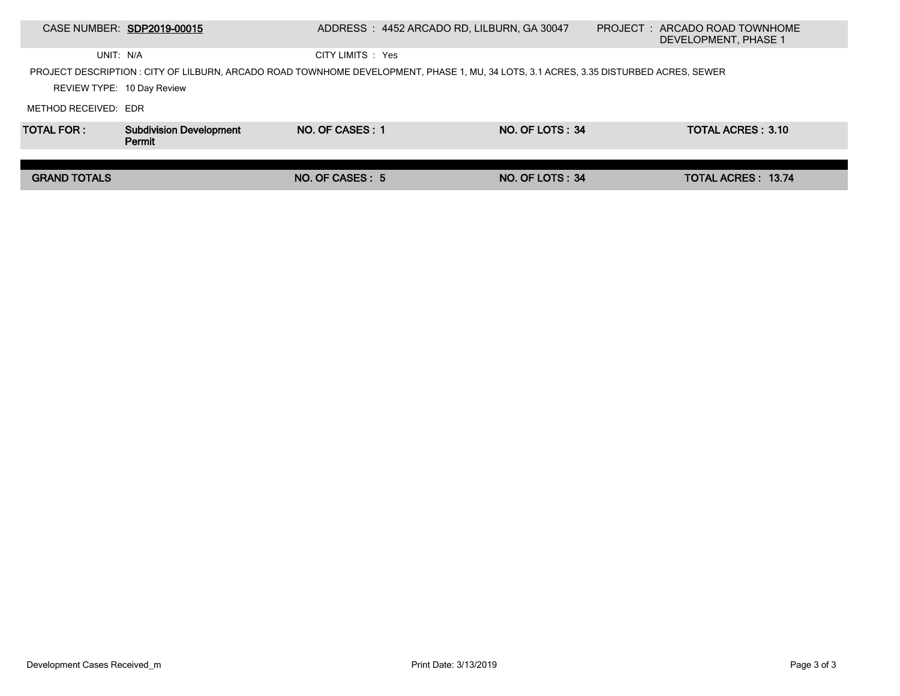CASE NUMBER: **SDP2019-00015** ADDRESS : 4452 ARCADO RD, LILBURN, GA 30047 PROJECT : ARCADO ROAD TOWNHOME DEVELOPMENT, PHASE 1

UNIT: N/A CITY LIMITS : Yes

PROJECT DESCRIPTION : CITY OF LILBURN, ARCADO ROAD TOWNHOME DEVELOPMENT, PHASE 1, MU, 34 LOTS, 3.1 ACRES, 3.35 DISTURBED ACRES, SEWER

REVIEW TYPE: 10 Day Review

METHOD RECEIVED: EDR

| | | | | |
|---|---|---|---|---|
| **TOTAL FOR :** | **Subdivision Development Permit** | **NO. OF CASES : 1** | **NO. OF LOTS : 34** | **TOTAL ACRES : 3.10** |
| **GRAND TOTALS** | | **NO. OF CASES : 5** | **NO. OF LOTS : 34** | **TOTAL ACRES : 13.74** |

Development Cases Received_m Print Date: 3/13/2019